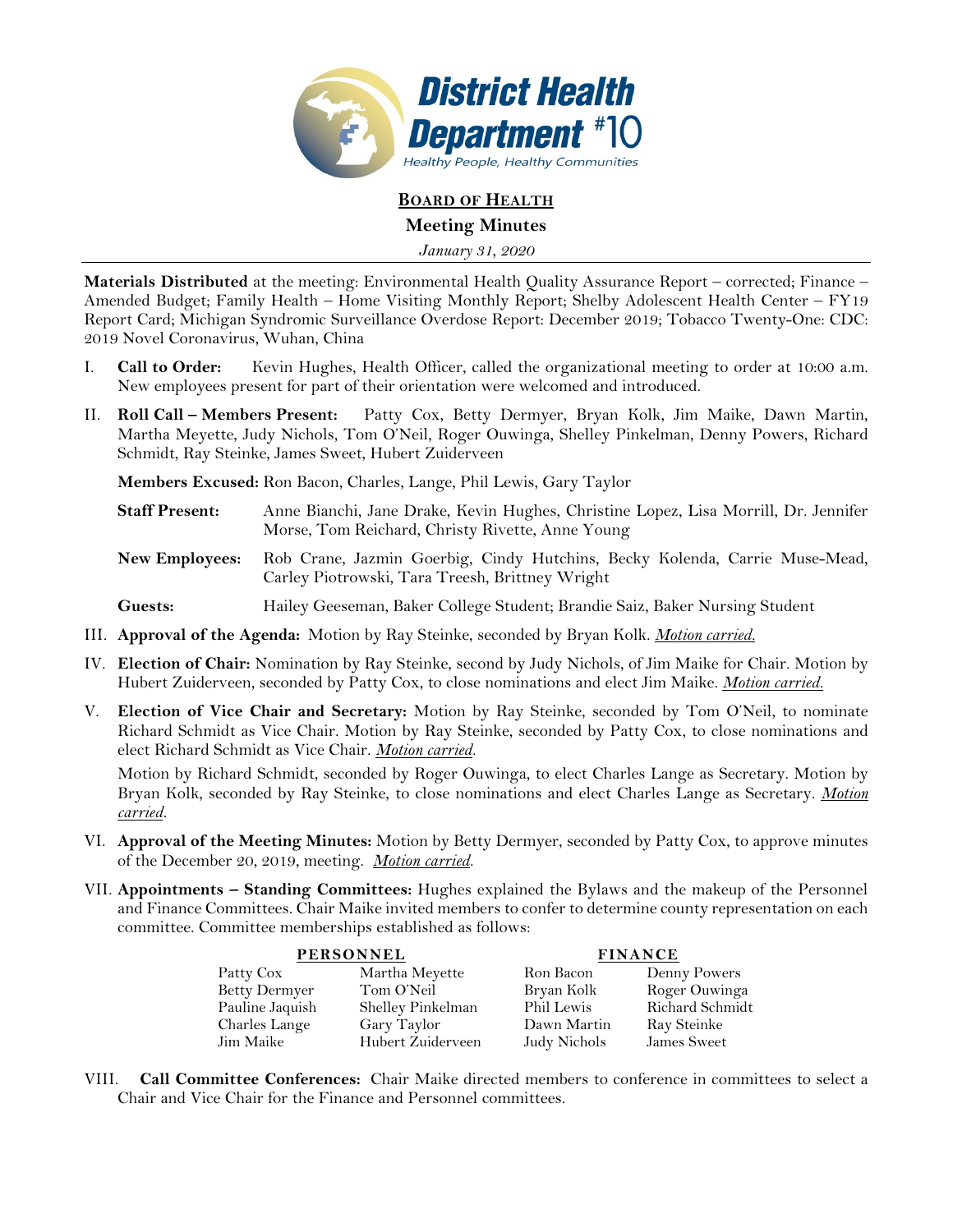District Health Department #10
Healthy People, Healthy Communities

# **BOARD OF HEALTH**

## Meeting Minutes

*January 31, 2020*

**Materials Distributed** at the meeting: Environmental Health Quality Assurance Report – corrected; Finance – Amended Budget; Family Health – Home Visiting Monthly Report; Shelby Adolescent Health Center – FY19 Report Card; Michigan Syndromic Surveillance Overdose Report: December 2019; Tobacco Twenty-One: CDC: 2019 Novel Coronavirus, Wuhan, China

I. **Call to Order:** Kevin Hughes, Health Officer, called the organizational meeting to order at 10:00 a.m. New employees present for part of their orientation were welcomed and introduced.

II. **Roll Call – Members Present:** Patty Cox, Betty Dermyer, Bryan Kolk, Jim Maike, Dawn Martin, Martha Meyette, Judy Nichols, Tom O'Neil, Roger Ouwinga, Shelley Pinkelman, Denny Powers, Richard Schmidt, Ray Steinke, James Sweet, Hubert Zuiderveen

**Members Excused:** Ron Bacon, Charles, Lange, Phil Lewis, Gary Taylor

**Staff Present:** Anne Bianchi, Jane Drake, Kevin Hughes, Christine Lopez, Lisa Morrill, Dr. Jennifer Morse, Tom Reichard, Christy Rivette, Anne Young

**New Employees:** Rob Crane, Jazmin Goerbig, Cindy Hutchins, Becky Kolenda, Carrie Muse-Mead, Carley Piotrowski, Tara Treesh, Brittney Wright

**Guests:** Hailey Geeseman, Baker College Student; Brandie Saiz, Baker Nursing Student

III. **Approval of the Agenda:** Motion by Ray Steinke, seconded by Bryan Kolk. ***Motion carried.***

IV. **Election of Chair:** Nomination by Ray Steinke, second by Judy Nichols, of Jim Maike for Chair. Motion by Hubert Zuiderveen, seconded by Patty Cox, to close nominations and elect Jim Maike. ***Motion carried.***

V. **Election of Vice Chair and Secretary:** Motion by Ray Steinke, seconded by Tom O'Neil, to nominate Richard Schmidt as Vice Chair. Motion by Ray Steinke, seconded by Patty Cox, to close nominations and elect Richard Schmidt as Vice Chair. ***Motion carried.***

Motion by Richard Schmidt, seconded by Roger Ouwinga, to elect Charles Lange as Secretary. Motion by Bryan Kolk, seconded by Ray Steinke, to close nominations and elect Charles Lange as Secretary. ***Motion carried.***

VI. **Approval of the Meeting Minutes:** Motion by Betty Dermyer, seconded by Patty Cox, to approve minutes of the December 20, 2019, meeting. ***Motion carried.***

VII. **Appointments – Standing Committees:** Hughes explained the Bylaws and the makeup of the Personnel and Finance Committees. Chair Maike invited members to confer to determine county representation on each committee. Committee memberships established as follows:

| PERSONNEL | | FINANCE | |
|---|---|---|---|
| Patty Cox | Martha Meyette | Ron Bacon | Denny Powers |
| Betty Dermyer | Tom O'Neil | Bryan Kolk | Roger Ouwinga |
| Pauline Jaquish | Shelley Pinkelman | Phil Lewis | Richard Schmidt |
| Charles Lange | Gary Taylor | Dawn Martin | Ray Steinke |
| Jim Maike | Hubert Zuiderveen | Judy Nichols | James Sweet |

VIII. **Call Committee Conferences:** Chair Maike directed members to conference in committees to select a Chair and Vice Chair for the Finance and Personnel committees.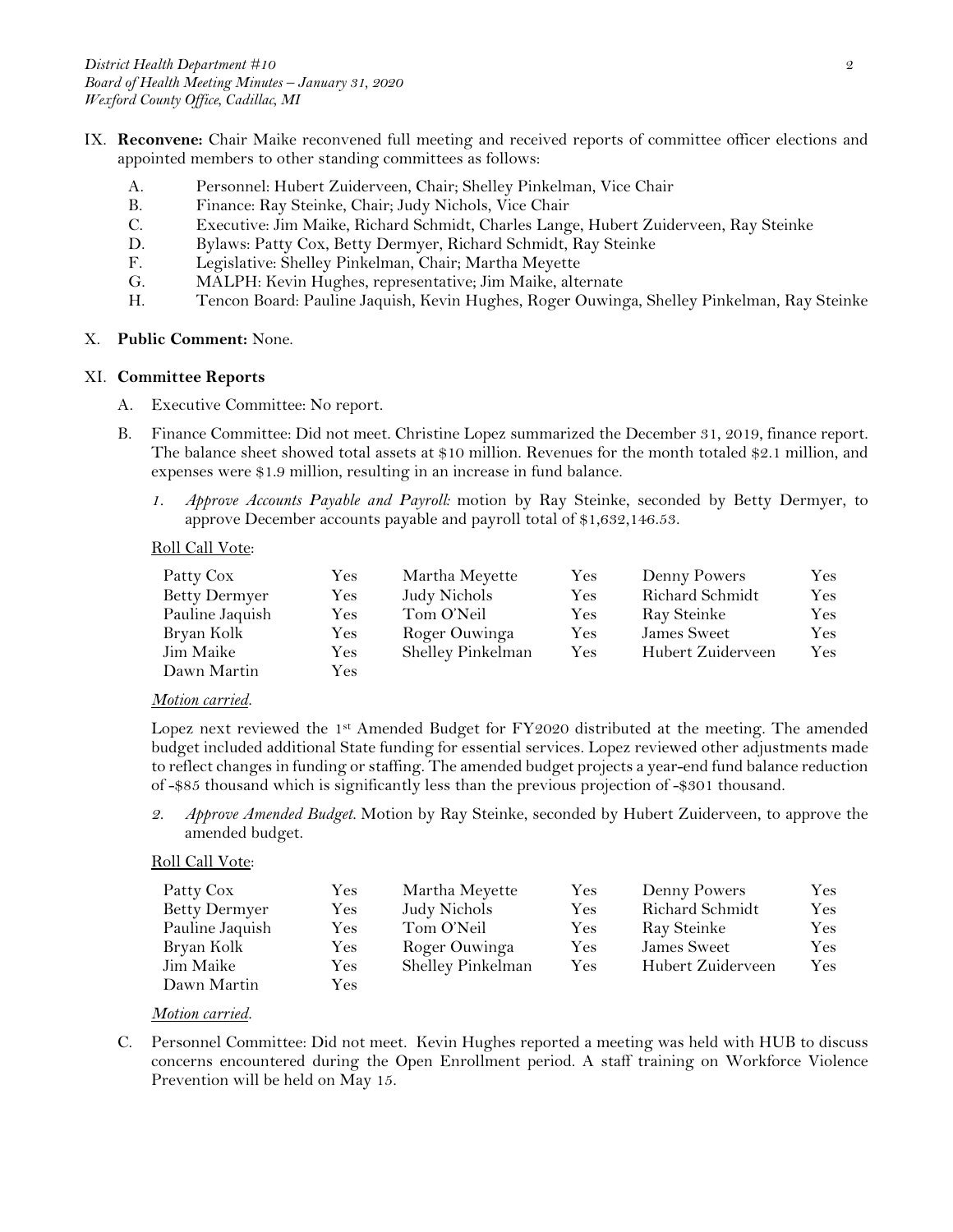IX. **Reconvene:** Chair Maike reconvened full meeting and received reports of committee officer elections and appointed members to other standing committees as follows:

A. Personnel: Hubert Zuiderveen, Chair; Shelley Pinkelman, Vice Chair
B. Finance: Ray Steinke, Chair; Judy Nichols, Vice Chair
C. Executive: Jim Maike, Richard Schmidt, Charles Lange, Hubert Zuiderveen, Ray Steinke
D. Bylaws: Patty Cox, Betty Dermyer, Richard Schmidt, Ray Steinke
F. Legislative: Shelley Pinkelman, Chair; Martha Meyette
G. MALPH: Kevin Hughes, representative; Jim Maike, alternate
H. Tencon Board: Pauline Jaquish, Kevin Hughes, Roger Ouwinga, Shelley Pinkelman, Ray Steinke

X. **Public Comment:** None.

XI. **Committee Reports**

A. Executive Committee: No report.

B. Finance Committee: Did not meet. Christine Lopez summarized the December 31, 2019, finance report. The balance sheet showed total assets at $10 million. Revenues for the month totaled $2.1 million, and expenses were $1.9 million, resulting in an increase in fund balance.

1. *Approve Accounts Payable and Payroll:* motion by Ray Steinke, seconded by Betty Dermyer, to approve December accounts payable and payroll total of $1,632,146.53.

Roll Call Vote:

| | | | | | |
|---|---|---|---|---|---|
| Patty Cox | Yes | Martha Meyette | Yes | Denny Powers | Yes |
| Betty Dermyer | Yes | Judy Nichols | Yes | Richard Schmidt | Yes |
| Pauline Jaquish | Yes | Tom O'Neil | Yes | Ray Steinke | Yes |
| Bryan Kolk | Yes | Roger Ouwinga | Yes | James Sweet | Yes |
| Jim Maike | Yes | Shelley Pinkelman | Yes | Hubert Zuiderveen | Yes |
| Dawn Martin | Yes | | | | |

*Motion carried.*

Lopez next reviewed the 1st Amended Budget for FY2020 distributed at the meeting. The amended budget included additional State funding for essential services. Lopez reviewed other adjustments made to reflect changes in funding or staffing. The amended budget projects a year-end fund balance reduction of -$85 thousand which is significantly less than the previous projection of -$301 thousand.

2. *Approve Amended Budget.* Motion by Ray Steinke, seconded by Hubert Zuiderveen, to approve the amended budget.

Roll Call Vote:

| | | | | | |
|---|---|---|---|---|---|
| Patty Cox | Yes | Martha Meyette | Yes | Denny Powers | Yes |
| Betty Dermyer | Yes | Judy Nichols | Yes | Richard Schmidt | Yes |
| Pauline Jaquish | Yes | Tom O'Neil | Yes | Ray Steinke | Yes |
| Bryan Kolk | Yes | Roger Ouwinga | Yes | James Sweet | Yes |
| Jim Maike | Yes | Shelley Pinkelman | Yes | Hubert Zuiderveen | Yes |
| Dawn Martin | Yes | | | | |

*Motion carried.*

C. Personnel Committee: Did not meet. Kevin Hughes reported a meeting was held with HUB to discuss concerns encountered during the Open Enrollment period. A staff training on Workforce Violence Prevention will be held on May 15.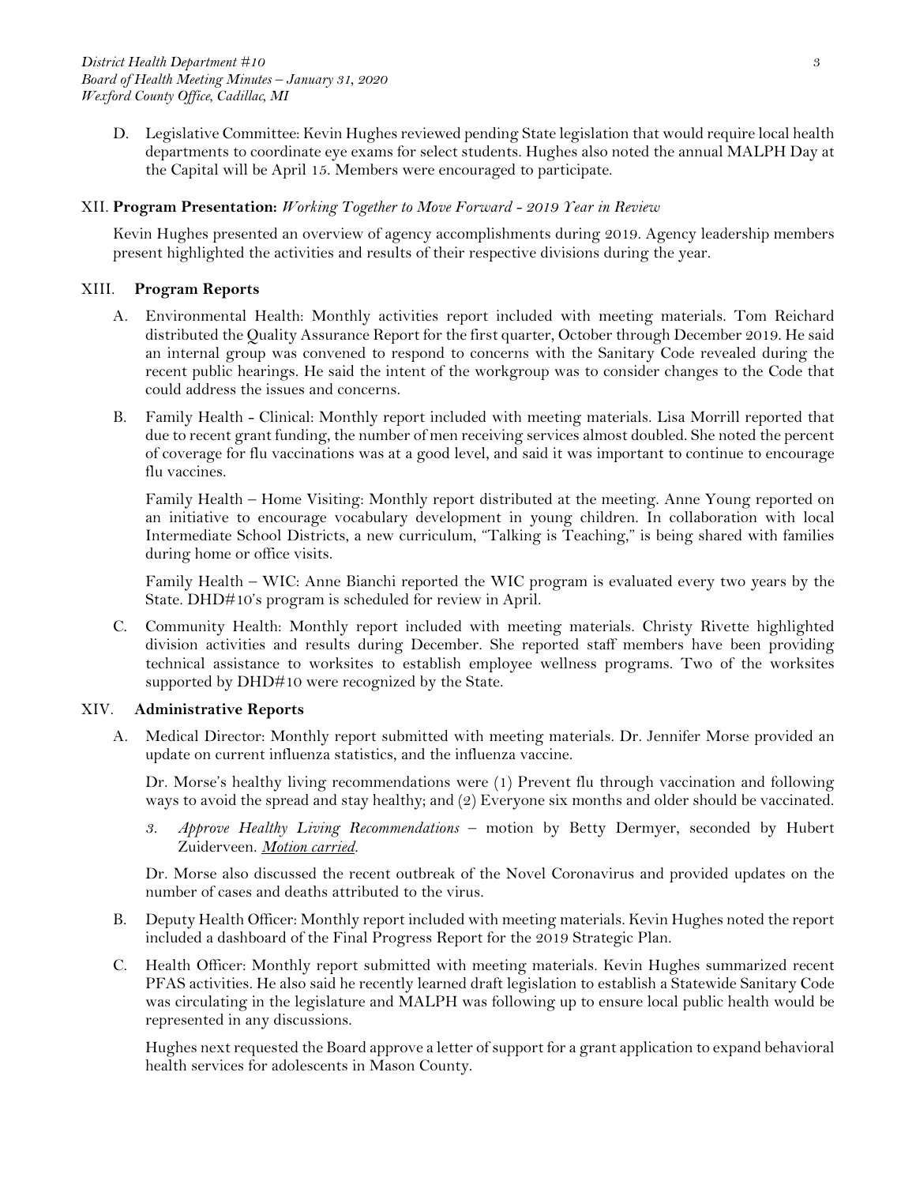D. Legislative Committee: Kevin Hughes reviewed pending State legislation that would require local health departments to coordinate eye exams for select students. Hughes also noted the annual MALPH Day at the Capital will be April 15. Members were encouraged to participate.

## XII. **Program Presentation:** *Working Together to Move Forward - 2019 Year in Review*

Kevin Hughes presented an overview of agency accomplishments during 2019. Agency leadership members present highlighted the activities and results of their respective divisions during the year.

## XIII. **Program Reports**

A. Environmental Health: Monthly activities report included with meeting materials. Tom Reichard distributed the Quality Assurance Report for the first quarter, October through December 2019. He said an internal group was convened to respond to concerns with the Sanitary Code revealed during the recent public hearings. He said the intent of the workgroup was to consider changes to the Code that could address the issues and concerns.

B. Family Health - Clinical: Monthly report included with meeting materials. Lisa Morrill reported that due to recent grant funding, the number of men receiving services almost doubled. She noted the percent of coverage for flu vaccinations was at a good level, and said it was important to continue to encourage flu vaccines.

Family Health – Home Visiting: Monthly report distributed at the meeting. Anne Young reported on an initiative to encourage vocabulary development in young children. In collaboration with local Intermediate School Districts, a new curriculum, "Talking is Teaching," is being shared with families during home or office visits.

Family Health – WIC: Anne Bianchi reported the WIC program is evaluated every two years by the State. DHD#10's program is scheduled for review in April.

C. Community Health: Monthly report included with meeting materials. Christy Rivette highlighted division activities and results during December. She reported staff members have been providing technical assistance to worksites to establish employee wellness programs. Two of the worksites supported by DHD#10 were recognized by the State.

## XIV. **Administrative Reports**

A. Medical Director: Monthly report submitted with meeting materials. Dr. Jennifer Morse provided an update on current influenza statistics, and the influenza vaccine.

Dr. Morse's healthy living recommendations were (1) Prevent flu through vaccination and following ways to avoid the spread and stay healthy; and (2) Everyone six months and older should be vaccinated.

3. *Approve Healthy Living Recommendations* – motion by Betty Dermyer, seconded by Hubert Zuiderveen. ***Motion carried***.

Dr. Morse also discussed the recent outbreak of the Novel Coronavirus and provided updates on the number of cases and deaths attributed to the virus.

B. Deputy Health Officer: Monthly report included with meeting materials. Kevin Hughes noted the report included a dashboard of the Final Progress Report for the 2019 Strategic Plan.

C. Health Officer: Monthly report submitted with meeting materials. Kevin Hughes summarized recent PFAS activities. He also said he recently learned draft legislation to establish a Statewide Sanitary Code was circulating in the legislature and MALPH was following up to ensure local public health would be represented in any discussions.

Hughes next requested the Board approve a letter of support for a grant application to expand behavioral health services for adolescents in Mason County.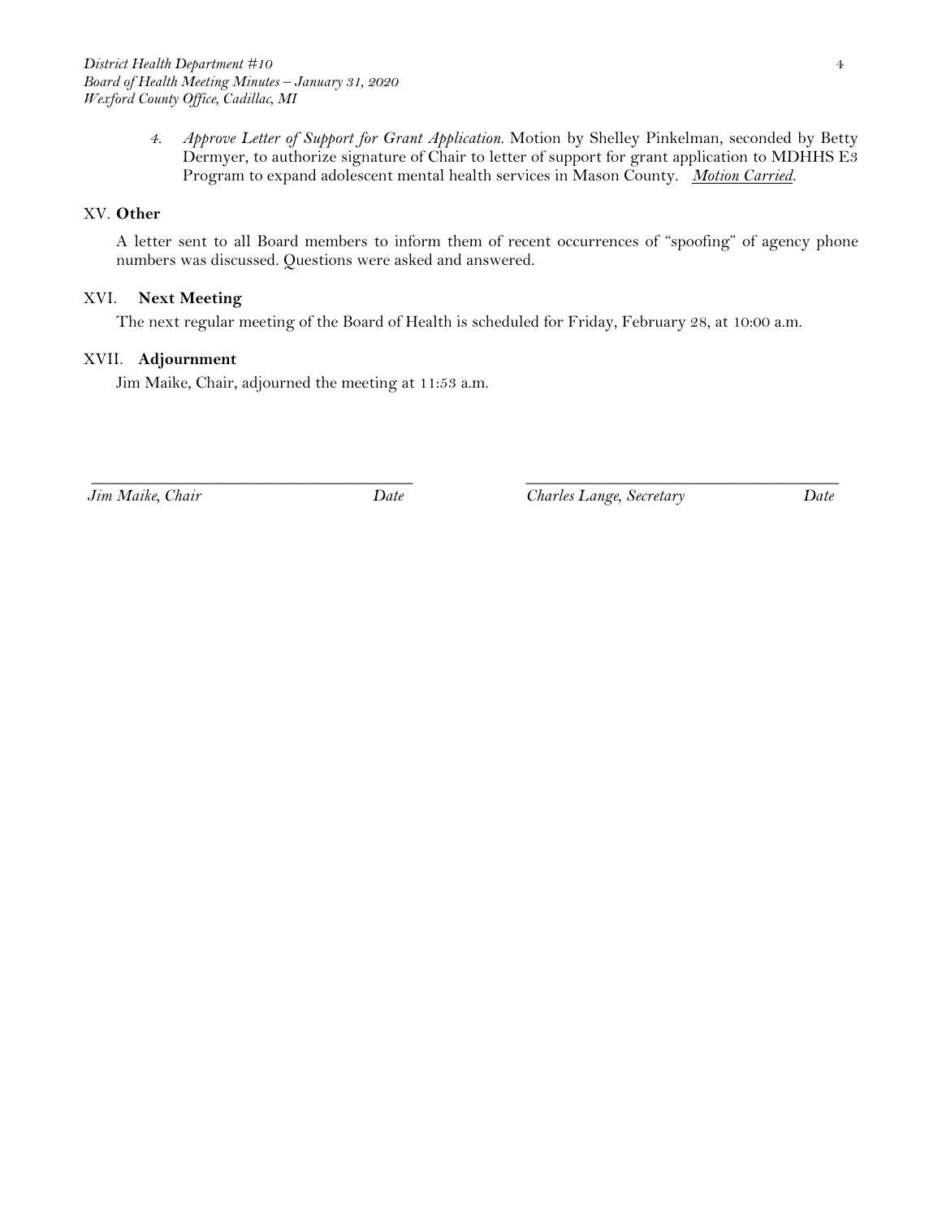4. *Approve Letter of Support for Grant Application.* Motion by Shelley Pinkelman, seconded by Betty Dermyer, to authorize signature of Chair to letter of support for grant application to MDHHS E3 Program to expand adolescent mental health services in Mason County. ***Motion Carried.***

## XV. **Other**

A letter sent to all Board members to inform them of recent occurrences of "spoofing" of agency phone numbers was discussed. Questions were asked and answered.

## XVI. **Next Meeting**

The next regular meeting of the Board of Health is scheduled for Friday, February 28, at 10:00 a.m.

## XVII. **Adjournment**

Jim Maike, Chair, adjourned the meeting at 11:53 a.m.

\_\_\_\_\_\_\_\_\_\_\_\_\_\_\_\_\_\_\_\_\_\_\_\_\_\_\_\_\_\_\_\_\_\_\_\_\_\_
*Jim Maike, Chair* *Date*

\_\_\_\_\_\_\_\_\_\_\_\_\_\_\_\_\_\_\_\_\_\_\_\_\_\_\_\_\_\_\_\_\_\_\_\_\_\_
*Charles Lange, Secretary* *Date*